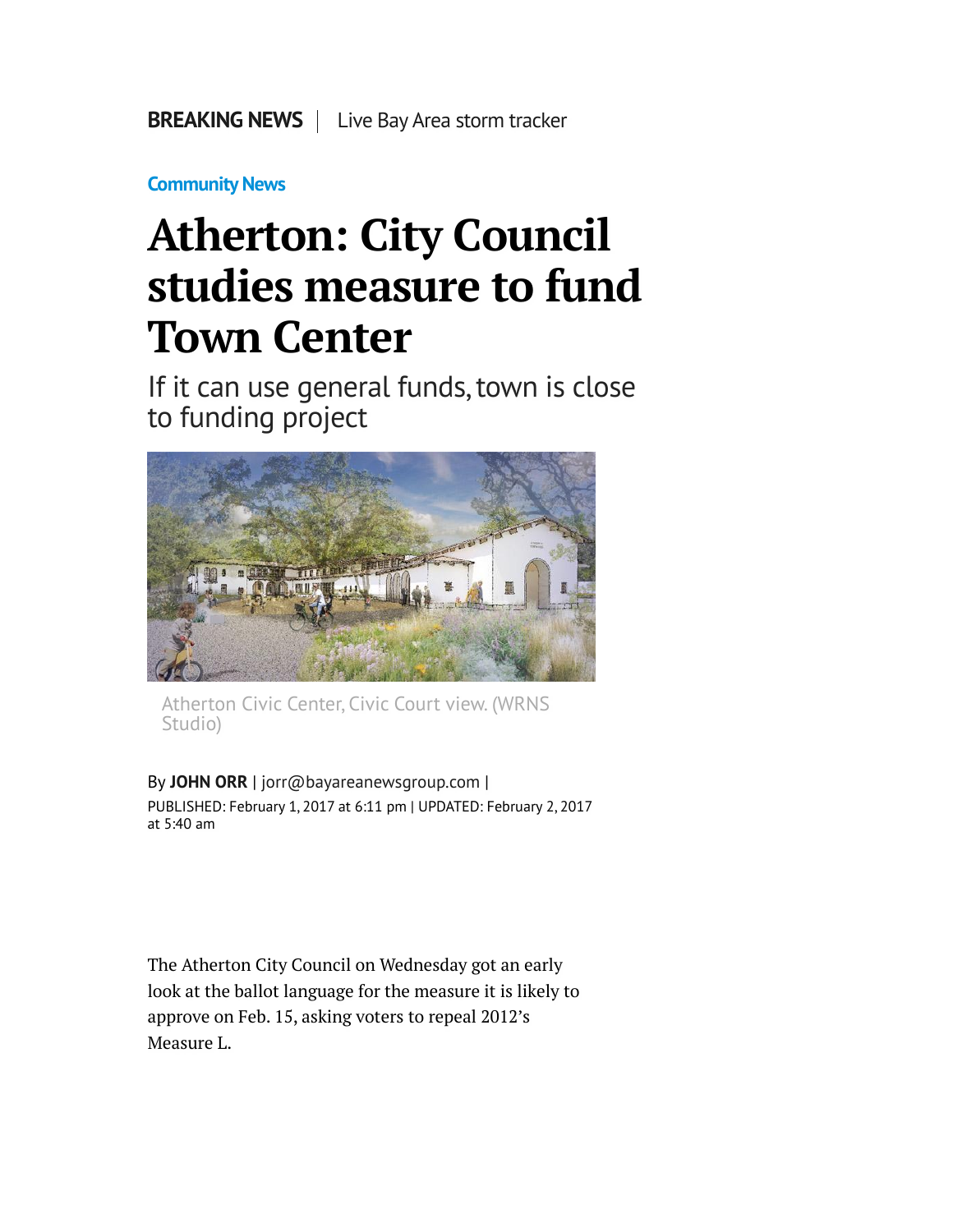**BREAKING NEWS** | Live Bay Area storm tracker

Community News

# Atherton: City Council studies measure to fund Town Center

## If it can use general funds, town is close to funding project

Atherton Civic Center, Civic Court view. (WRNS Studio)

By **JOHN ORR** | jorr@bayareanewsgroup.com |
PUBLISHED: February 1, 2017 at 6:11 pm | UPDATED: February 2, 2017 at 5:40 am

The Atherton City Council on Wednesday got an early look at the ballot language for the measure it is likely to approve on Feb. 15, asking voters to repeal 2012's Measure L.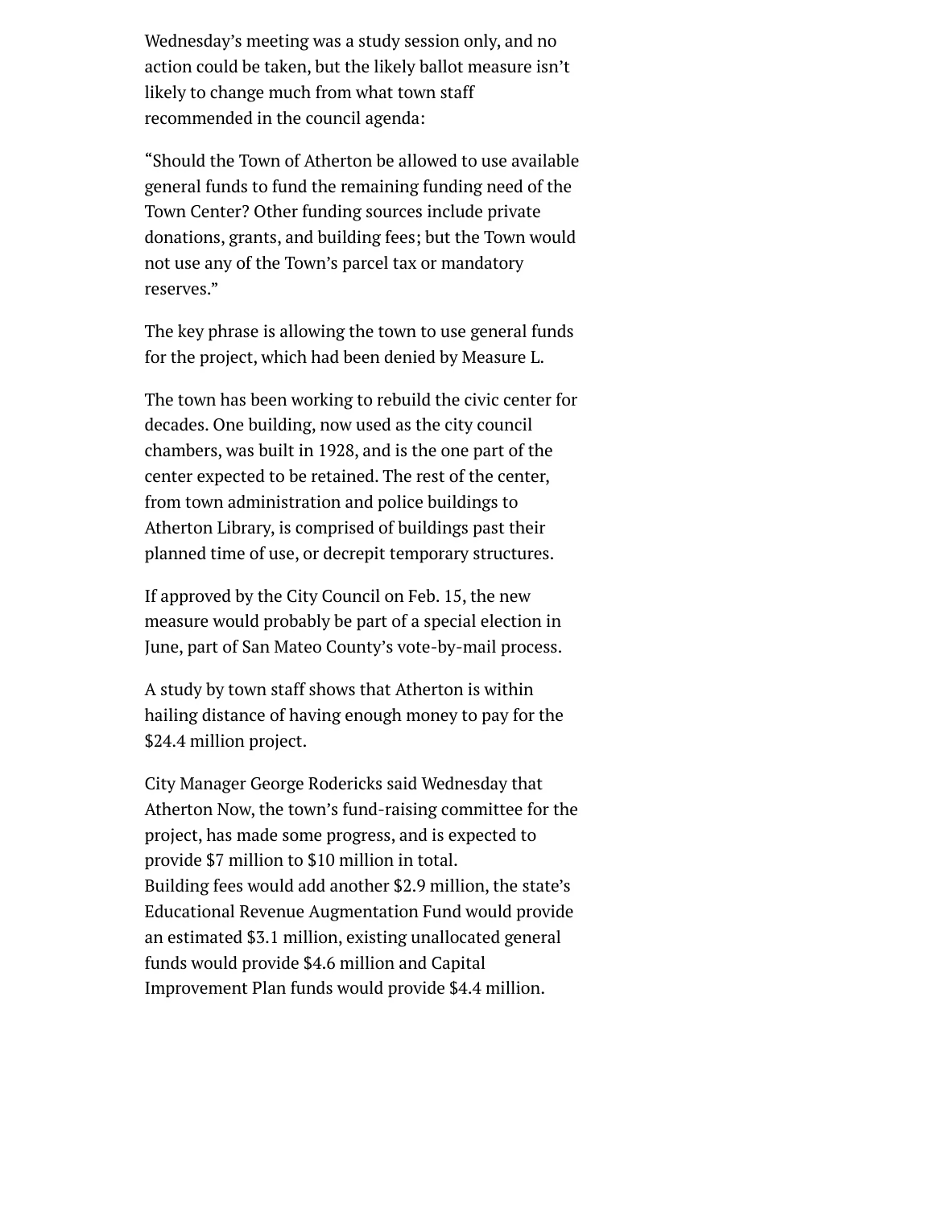Wednesday's meeting was a study session only, and no action could be taken, but the likely ballot measure isn't likely to change much from what town staff recommended in the council agenda:

"Should the Town of Atherton be allowed to use available general funds to fund the remaining funding need of the Town Center? Other funding sources include private donations, grants, and building fees; but the Town would not use any of the Town's parcel tax or mandatory reserves."

The key phrase is allowing the town to use general funds for the project, which had been denied by Measure L.

The town has been working to rebuild the civic center for decades. One building, now used as the city council chambers, was built in 1928, and is the one part of the center expected to be retained. The rest of the center, from town administration and police buildings to Atherton Library, is comprised of buildings past their planned time of use, or decrepit temporary structures.

If approved by the City Council on Feb. 15, the new measure would probably be part of a special election in June, part of San Mateo County's vote-by-mail process.

A study by town staff shows that Atherton is within hailing distance of having enough money to pay for the $24.4 million project.

City Manager George Rodericks said Wednesday that Atherton Now, the town's fund-raising committee for the project, has made some progress, and is expected to provide $7 million to $10 million in total.
Building fees would add another $2.9 million, the state's Educational Revenue Augmentation Fund would provide an estimated $3.1 million, existing unallocated general funds would provide $4.6 million and Capital Improvement Plan funds would provide $4.4 million.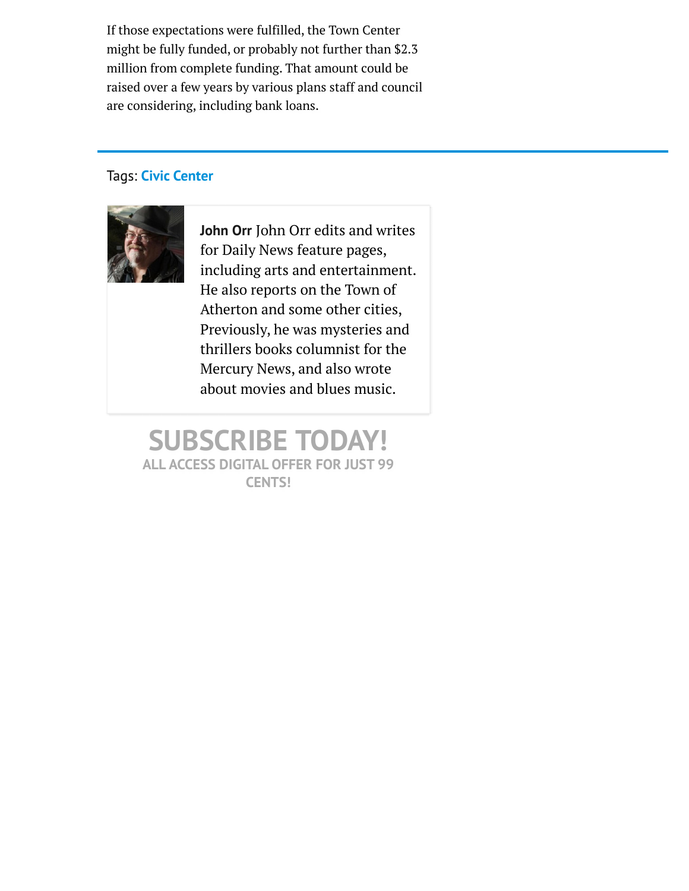If those expectations were fulfilled, the Town Center might be fully funded, or probably not further than $2.3 million from complete funding. That amount could be raised over a few years by various plans staff and council are considering, including bank loans.

---

Tags: **Civic Center**

**John Orr** John Orr edits and writes for Daily News feature pages, including arts and entertainment. He also reports on the Town of Atherton and some other cities, Previously, he was mysteries and thrillers books columnist for the Mercury News, and also wrote about movies and blues music.

**SUBSCRIBE TODAY!**

**ALL ACCESS DIGITAL OFFER FOR JUST 99 CENTS!**